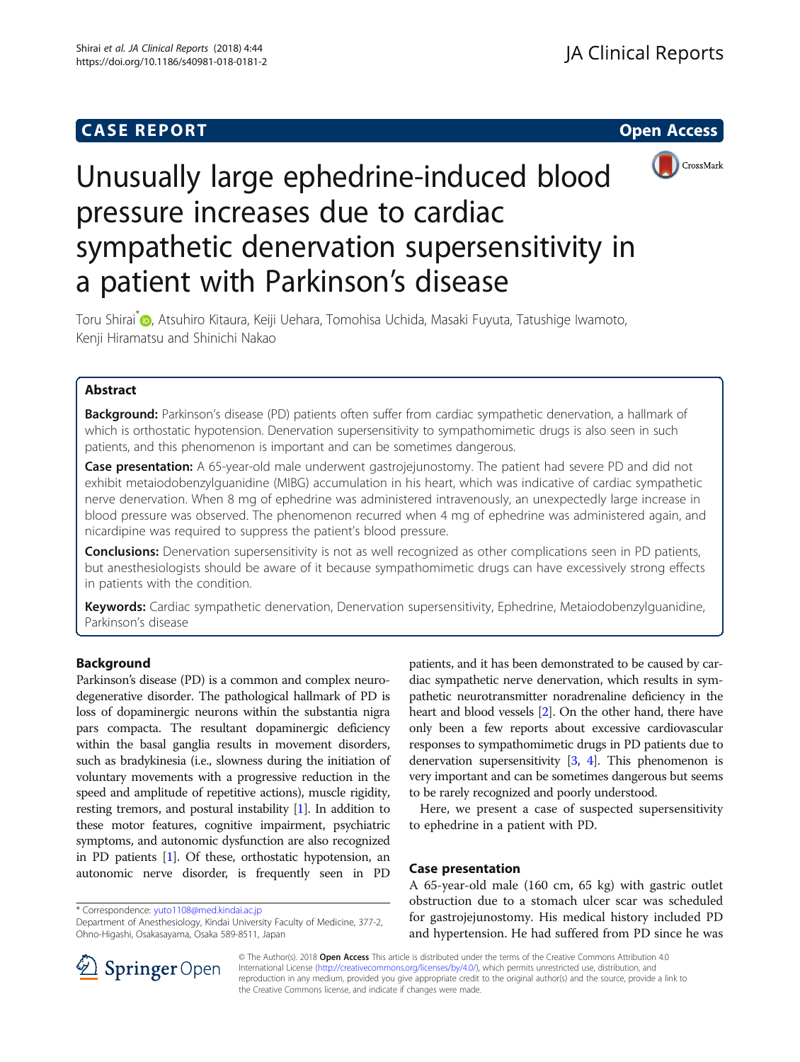CASE REPORT

Open Access

# Unusually large ephedrine-induced blood pressure increases due to cardiac sympathetic denervation supersensitivity in a patient with Parkinson's disease

Toru Shirai*, Atsuhiro Kitaura, Keiji Uehara, Tomohisa Uchida, Masaki Fuyuta, Tatushige Iwamoto, Kenji Hiramatsu and Shinichi Nakao

## Abstract

**Background:** Parkinson's disease (PD) patients often suffer from cardiac sympathetic denervation, a hallmark of which is orthostatic hypotension. Denervation supersensitivity to sympathomimetic drugs is also seen in such patients, and this phenomenon is important and can be sometimes dangerous.

**Case presentation:** A 65-year-old male underwent gastrojejunostomy. The patient had severe PD and did not exhibit metaiodobenzylguanidine (MIBG) accumulation in his heart, which was indicative of cardiac sympathetic nerve denervation. When 8 mg of ephedrine was administered intravenously, an unexpectedly large increase in blood pressure was observed. The phenomenon recurred when 4 mg of ephedrine was administered again, and nicardipine was required to suppress the patient's blood pressure.

**Conclusions:** Denervation supersensitivity is not as well recognized as other complications seen in PD patients, but anesthesiologists should be aware of it because sympathomimetic drugs can have excessively strong effects in patients with the condition.

**Keywords:** Cardiac sympathetic denervation, Denervation supersensitivity, Ephedrine, Metaiodobenzylguanidine, Parkinson's disease

## Background

Parkinson's disease (PD) is a common and complex neurodegenerative disorder. The pathological hallmark of PD is loss of dopaminergic neurons within the substantia nigra pars compacta. The resultant dopaminergic deficiency within the basal ganglia results in movement disorders, such as bradykinesia (i.e., slowness during the initiation of voluntary movements with a progressive reduction in the speed and amplitude of repetitive actions), muscle rigidity, resting tremors, and postural instability [1]. In addition to these motor features, cognitive impairment, psychiatric symptoms, and autonomic dysfunction are also recognized in PD patients [1]. Of these, orthostatic hypotension, an autonomic nerve disorder, is frequently seen in PD patients, and it has been demonstrated to be caused by cardiac sympathetic nerve denervation, which results in sympathetic neurotransmitter noradrenaline deficiency in the heart and blood vessels [2]. On the other hand, there have only been a few reports about excessive cardiovascular responses to sympathomimetic drugs in PD patients due to denervation supersensitivity [3, 4]. This phenomenon is very important and can be sometimes dangerous but seems to be rarely recognized and poorly understood.

Here, we present a case of suspected supersensitivity to ephedrine in a patient with PD.

## Case presentation

A 65-year-old male (160 cm, 65 kg) with gastric outlet obstruction due to a stomach ulcer scar was scheduled for gastrojejunostomy. His medical history included PD and hypertension. He had suffered from PD since he was

* Correspondence: yuto1108@med.kindai.ac.jp
Department of Anesthesiology, Kindai University Faculty of Medicine, 377-2, Ohno-Higashi, Osakasayama, Osaka 589-8511, Japan

© The Author(s). 2018 **Open Access** This article is distributed under the terms of the Creative Commons Attribution 4.0 International License (http://creativecommons.org/licenses/by/4.0/), which permits unrestricted use, distribution, and reproduction in any medium, provided you give appropriate credit to the original author(s) and the source, provide a link to the Creative Commons license, and indicate if changes were made.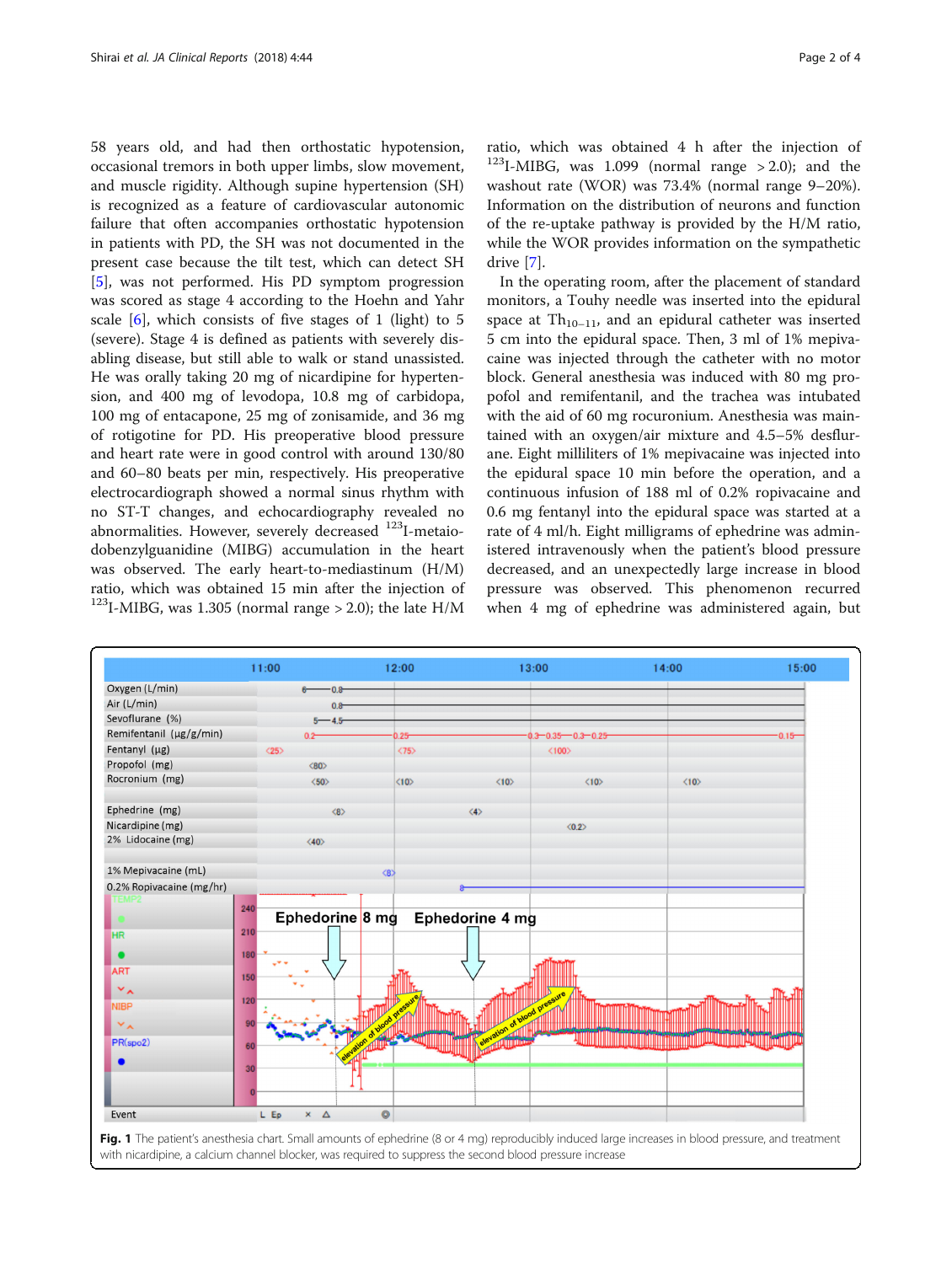58 years old, and had then orthostatic hypotension, occasional tremors in both upper limbs, slow movement, and muscle rigidity. Although supine hypertension (SH) is recognized as a feature of cardiovascular autonomic failure that often accompanies orthostatic hypotension in patients with PD, the SH was not documented in the present case because the tilt test, which can detect SH [5], was not performed. His PD symptom progression was scored as stage 4 according to the Hoehn and Yahr scale [6], which consists of five stages of 1 (light) to 5 (severe). Stage 4 is defined as patients with severely disabling disease, but still able to walk or stand unassisted. He was orally taking 20 mg of nicardipine for hypertension, and 400 mg of levodopa, 10.8 mg of carbidopa, 100 mg of entacapone, 25 mg of zonisamide, and 36 mg of rotigotine for PD. His preoperative blood pressure and heart rate were in good control with around 130/80 and 60–80 beats per min, respectively. His preoperative electrocardiograph showed a normal sinus rhythm with no ST-T changes, and echocardiography revealed no abnormalities. However, severely decreased $^{123}$I-metaiodobenzylguanidine (MIBG) accumulation in the heart was observed. The early heart-to-mediastinum (H/M) ratio, which was obtained 15 min after the injection of $^{123}$I-MIBG, was 1.305 (normal range > 2.0); the late H/M ratio, which was obtained 4 h after the injection of $^{123}$I-MIBG, was 1.099 (normal range > 2.0); and the washout rate (WOR) was 73.4% (normal range 9–20%). Information on the distribution of neurons and function of the re-uptake pathway is provided by the H/M ratio, while the WOR provides information on the sympathetic drive [7].

In the operating room, after the placement of standard monitors, a Touhy needle was inserted into the epidural space at $Th_{10-11}$, and an epidural catheter was inserted 5 cm into the epidural space. Then, 3 ml of 1% mepivacaine was injected through the catheter with no motor block. General anesthesia was induced with 80 mg propofol and remifentanil, and the trachea was intubated with the aid of 60 mg rocuronium. Anesthesia was maintained with an oxygen/air mixture and 4.5–5% desflurane. Eight milliliters of 1% mepivacaine was injected into the epidural space 10 min before the operation, and a continuous infusion of 188 ml of 0.2% ropivacaine and 0.6 mg fentanyl into the epidural space was started at a rate of 4 ml/h. Eight milligrams of ephedrine was administered intravenously when the patient's blood pressure decreased, and an unexpectedly large increase in blood pressure was observed. This phenomenon recurred when 4 mg of ephedrine was administered again, but

**Fig. 1** The patient's anesthesia chart. Small amounts of ephedrine (8 or 4 mg) reproducibly induced large increases in blood pressure, and treatment with nicardipine, a calcium channel blocker, was required to suppress the second blood pressure increase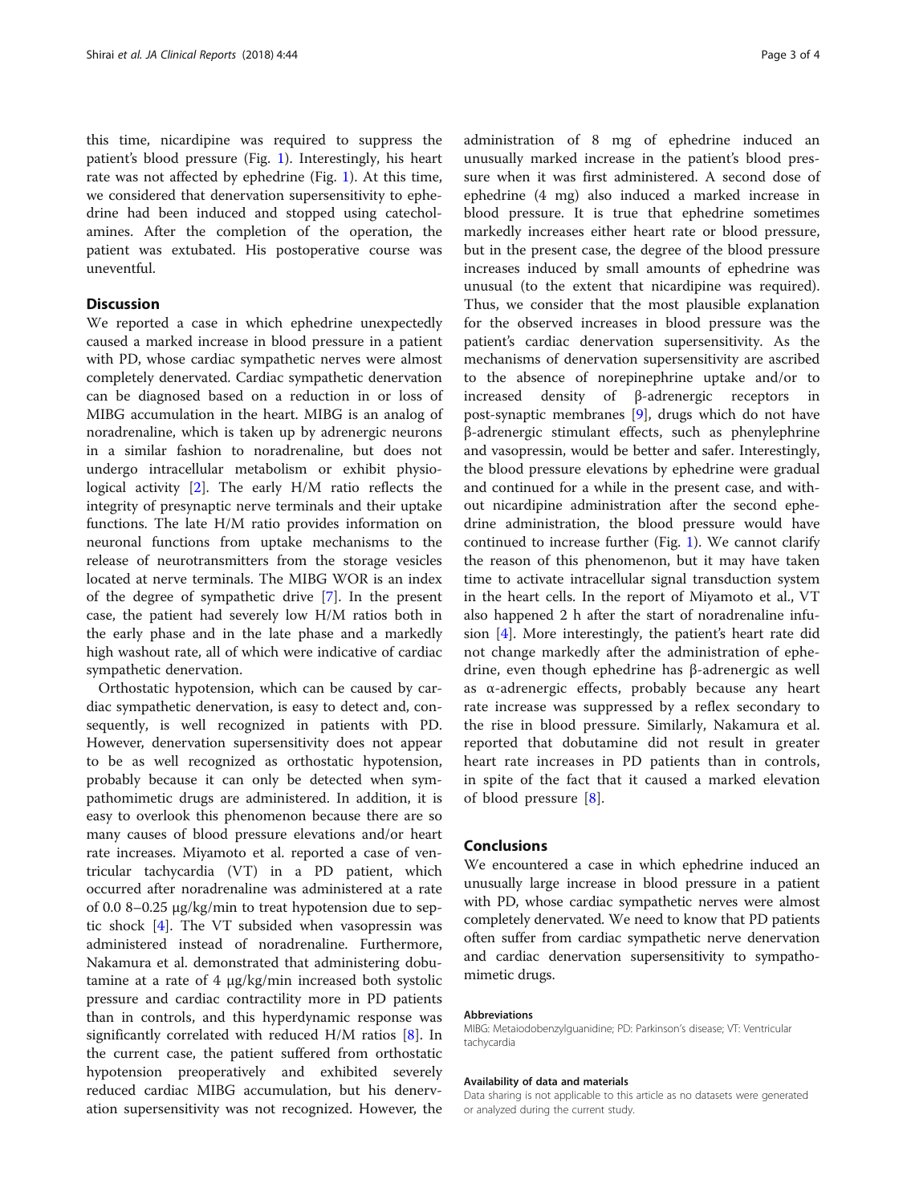this time, nicardipine was required to suppress the patient's blood pressure (Fig. 1). Interestingly, his heart rate was not affected by ephedrine (Fig. 1). At this time, we considered that denervation supersensitivity to ephedrine had been induced and stopped using catecholamines. After the completion of the operation, the patient was extubated. His postoperative course was uneventful.

## Discussion

We reported a case in which ephedrine unexpectedly caused a marked increase in blood pressure in a patient with PD, whose cardiac sympathetic nerves were almost completely denervated. Cardiac sympathetic denervation can be diagnosed based on a reduction in or loss of MIBG accumulation in the heart. MIBG is an analog of noradrenaline, which is taken up by adrenergic neurons in a similar fashion to noradrenaline, but does not undergo intracellular metabolism or exhibit physiological activity [2]. The early H/M ratio reflects the integrity of presynaptic nerve terminals and their uptake functions. The late H/M ratio provides information on neuronal functions from uptake mechanisms to the release of neurotransmitters from the storage vesicles located at nerve terminals. The MIBG WOR is an index of the degree of sympathetic drive [7]. In the present case, the patient had severely low H/M ratios both in the early phase and in the late phase and a markedly high washout rate, all of which were indicative of cardiac sympathetic denervation.

Orthostatic hypotension, which can be caused by cardiac sympathetic denervation, is easy to detect and, consequently, is well recognized in patients with PD. However, denervation supersensitivity does not appear to be as well recognized as orthostatic hypotension, probably because it can only be detected when sympathomimetic drugs are administered. In addition, it is easy to overlook this phenomenon because there are so many causes of blood pressure elevations and/or heart rate increases. Miyamoto et al. reported a case of ventricular tachycardia (VT) in a PD patient, which occurred after noradrenaline was administered at a rate of 0.0 8–0.25 μg/kg/min to treat hypotension due to septic shock [4]. The VT subsided when vasopressin was administered instead of noradrenaline. Furthermore, Nakamura et al. demonstrated that administering dobutamine at a rate of 4 μg/kg/min increased both systolic pressure and cardiac contractility more in PD patients than in controls, and this hyperdynamic response was significantly correlated with reduced H/M ratios [8]. In the current case, the patient suffered from orthostatic hypotension preoperatively and exhibited severely reduced cardiac MIBG accumulation, but his denervation supersensitivity was not recognized. However, the administration of 8 mg of ephedrine induced an unusually marked increase in the patient's blood pressure when it was first administered. A second dose of ephedrine (4 mg) also induced a marked increase in blood pressure. It is true that ephedrine sometimes markedly increases either heart rate or blood pressure, but in the present case, the degree of the blood pressure increases induced by small amounts of ephedrine was unusual (to the extent that nicardipine was required). Thus, we consider that the most plausible explanation for the observed increases in blood pressure was the patient's cardiac denervation supersensitivity. As the mechanisms of denervation supersensitivity are ascribed to the absence of norepinephrine uptake and/or to increased density of β-adrenergic receptors in post-synaptic membranes [9], drugs which do not have β-adrenergic stimulant effects, such as phenylephrine and vasopressin, would be better and safer. Interestingly, the blood pressure elevations by ephedrine were gradual and continued for a while in the present case, and without nicardipine administration after the second ephedrine administration, the blood pressure would have continued to increase further (Fig. 1). We cannot clarify the reason of this phenomenon, but it may have taken time to activate intracellular signal transduction system in the heart cells. In the report of Miyamoto et al., VT also happened 2 h after the start of noradrenaline infusion [4]. More interestingly, the patient's heart rate did not change markedly after the administration of ephedrine, even though ephedrine has β-adrenergic as well as α-adrenergic effects, probably because any heart rate increase was suppressed by a reflex secondary to the rise in blood pressure. Similarly, Nakamura et al. reported that dobutamine did not result in greater heart rate increases in PD patients than in controls, in spite of the fact that it caused a marked elevation of blood pressure [8].

## Conclusions

We encountered a case in which ephedrine induced an unusually large increase in blood pressure in a patient with PD, whose cardiac sympathetic nerves were almost completely denervated. We need to know that PD patients often suffer from cardiac sympathetic nerve denervation and cardiac denervation supersensitivity to sympathomimetic drugs.

#### Abbreviations

MIBG: Metaiodobenzylguanidine; PD: Parkinson's disease; VT: Ventricular tachycardia

#### Availability of data and materials

Data sharing is not applicable to this article as no datasets were generated or analyzed during the current study.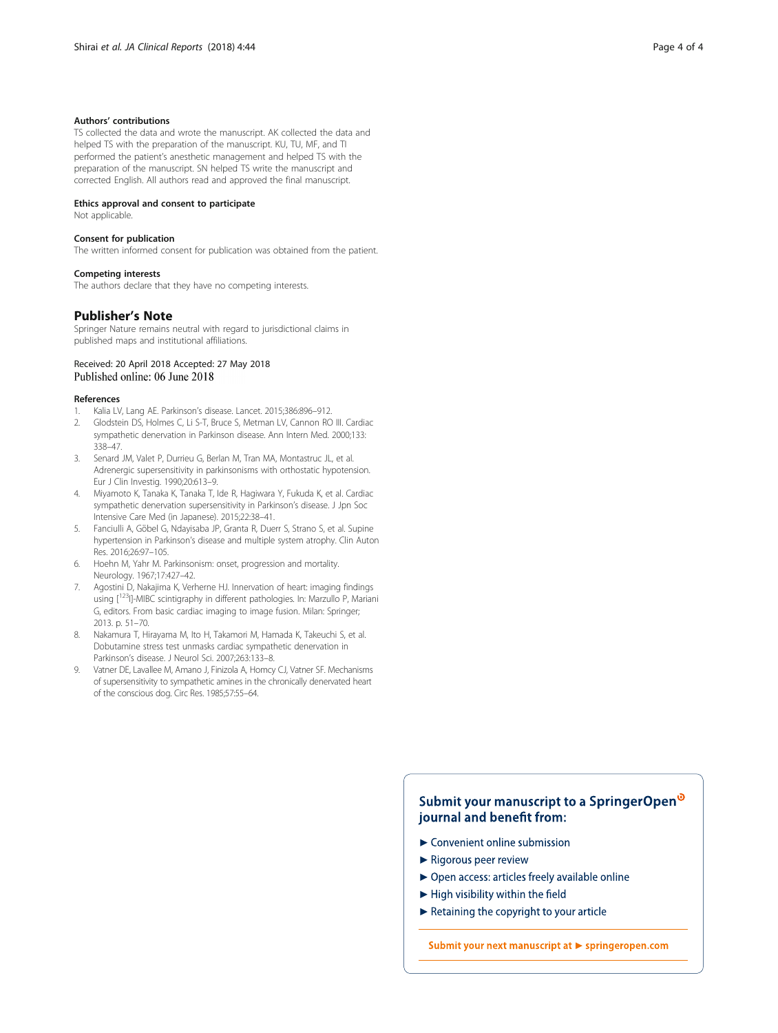### Authors' contributions

TS collected the data and wrote the manuscript. AK collected the data and helped TS with the preparation of the manuscript. KU, TU, MF, and TI performed the patient's anesthetic management and helped TS with the preparation of the manuscript. SN helped TS write the manuscript and corrected English. All authors read and approved the final manuscript.

### Ethics approval and consent to participate

Not applicable.

### Consent for publication

The written informed consent for publication was obtained from the patient.

### Competing interests

The authors declare that they have no competing interests.

## Publisher's Note

Springer Nature remains neutral with regard to jurisdictional claims in published maps and institutional affiliations.

Received: 20 April 2018 Accepted: 27 May 2018
Published online: 06 June 2018

### References

1. Kalia LV, Lang AE. Parkinson's disease. Lancet. 2015;386:896–912.
2. Glodstein DS, Holmes C, Li S-T, Bruce S, Metman LV, Cannon RO III. Cardiac sympathetic denervation in Parkinson disease. Ann Intern Med. 2000;133:338–47.
3. Senard JM, Valet P, Durrieu G, Berlan M, Tran MA, Montastruc JL, et al. Adrenergic supersensitivity in parkinsonisms with orthostatic hypotension. Eur J Clin Investig. 1990;20:613–9.
4. Miyamoto K, Tanaka K, Tanaka T, Ide R, Hagiwara Y, Fukuda K, et al. Cardiac sympathetic denervation supersensitivity in Parkinson's disease. J Jpn Soc Intensive Care Med (in Japanese). 2015;22:38–41.
5. Fanciulli A, Göbel G, Ndayisaba JP, Granta R, Duerr S, Strano S, et al. Supine hypertension in Parkinson's disease and multiple system atrophy. Clin Auton Res. 2016;26:97–105.
6. Hoehn M, Yahr M. Parkinsonism: onset, progression and mortality. Neurology. 1967;17:427–42.
7. Agostini D, Nakajima K, Verherne HJ. Innervation of heart: imaging findings using [$^{123}$I]-MIBC scintigraphy in different pathologies. In: Marzullo P, Mariani G, editors. From basic cardiac imaging to image fusion. Milan: Springer; 2013. p. 51–70.
8. Nakamura T, Hirayama M, Ito H, Takamori M, Hamada K, Takeuchi S, et al. Dobutamine stress test unmasks cardiac sympathetic denervation in Parkinson's disease. J Neurol Sci. 2007;263:133–8.
9. Vatner DE, Lavallee M, Amano J, Finizola A, Homcy CJ, Vatner SF. Mechanisms of supersensitivity to sympathetic amines in the chronically denervated heart of the conscious dog. Circ Res. 1985;57:55–64.

**Submit your manuscript to a SpringerOpen journal and benefit from:**

- ► Convenient online submission
- ► Rigorous peer review
- ► Open access: articles freely available online
- ► High visibility within the field
- ► Retaining the copyright to your article

**Submit your next manuscript at ► springeropen.com**